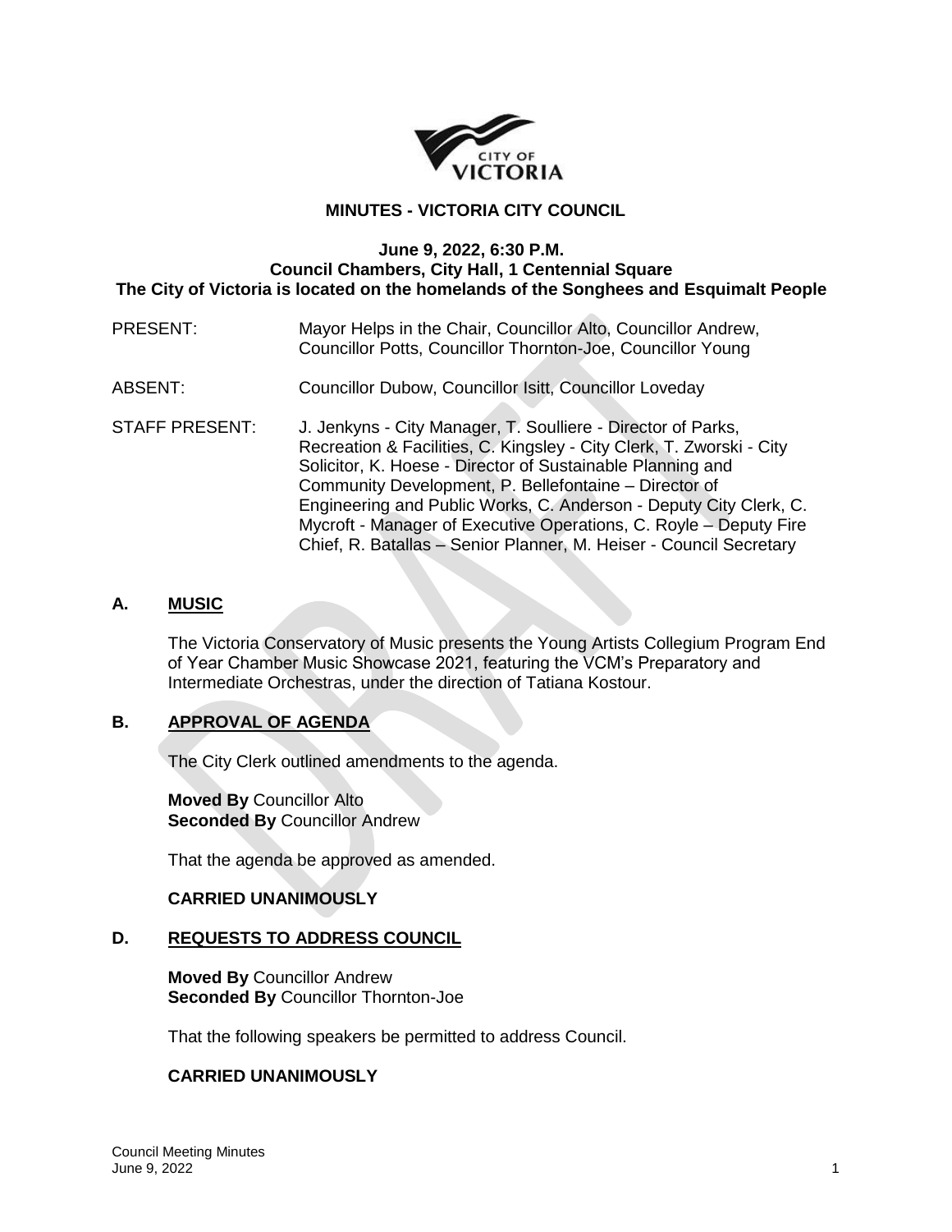CITY OF VICTORIA

# MINUTES - VICTORIA CITY COUNCIL

**June 9, 2022, 6:30 P.M.**
**Council Chambers, City Hall, 1 Centennial Square**
**The City of Victoria is located on the homelands of the Songhees and Esquimalt People**

PRESENT: Mayor Helps in the Chair, Councillor Alto, Councillor Andrew, Councillor Potts, Councillor Thornton-Joe, Councillor Young

ABSENT: Councillor Dubow, Councillor Isitt, Councillor Loveday

STAFF PRESENT: J. Jenkyns - City Manager, T. Soulliere - Director of Parks, Recreation & Facilities, C. Kingsley - City Clerk, T. Zworski - City Solicitor, K. Hoese - Director of Sustainable Planning and Community Development, P. Bellefontaine – Director of Engineering and Public Works, C. Anderson - Deputy City Clerk, C. Mycroft - Manager of Executive Operations, C. Royle – Deputy Fire Chief, R. Batallas – Senior Planner, M. Heiser - Council Secretary

## A. MUSIC

The Victoria Conservatory of Music presents the Young Artists Collegium Program End of Year Chamber Music Showcase 2021, featuring the VCM's Preparatory and Intermediate Orchestras, under the direction of Tatiana Kostour.

## B. APPROVAL OF AGENDA

The City Clerk outlined amendments to the agenda.

**Moved By** Councillor Alto
**Seconded By** Councillor Andrew

That the agenda be approved as amended.

**CARRIED UNANIMOUSLY**

## D. REQUESTS TO ADDRESS COUNCIL

**Moved By** Councillor Andrew
**Seconded By** Councillor Thornton-Joe

That the following speakers be permitted to address Council.

**CARRIED UNANIMOUSLY**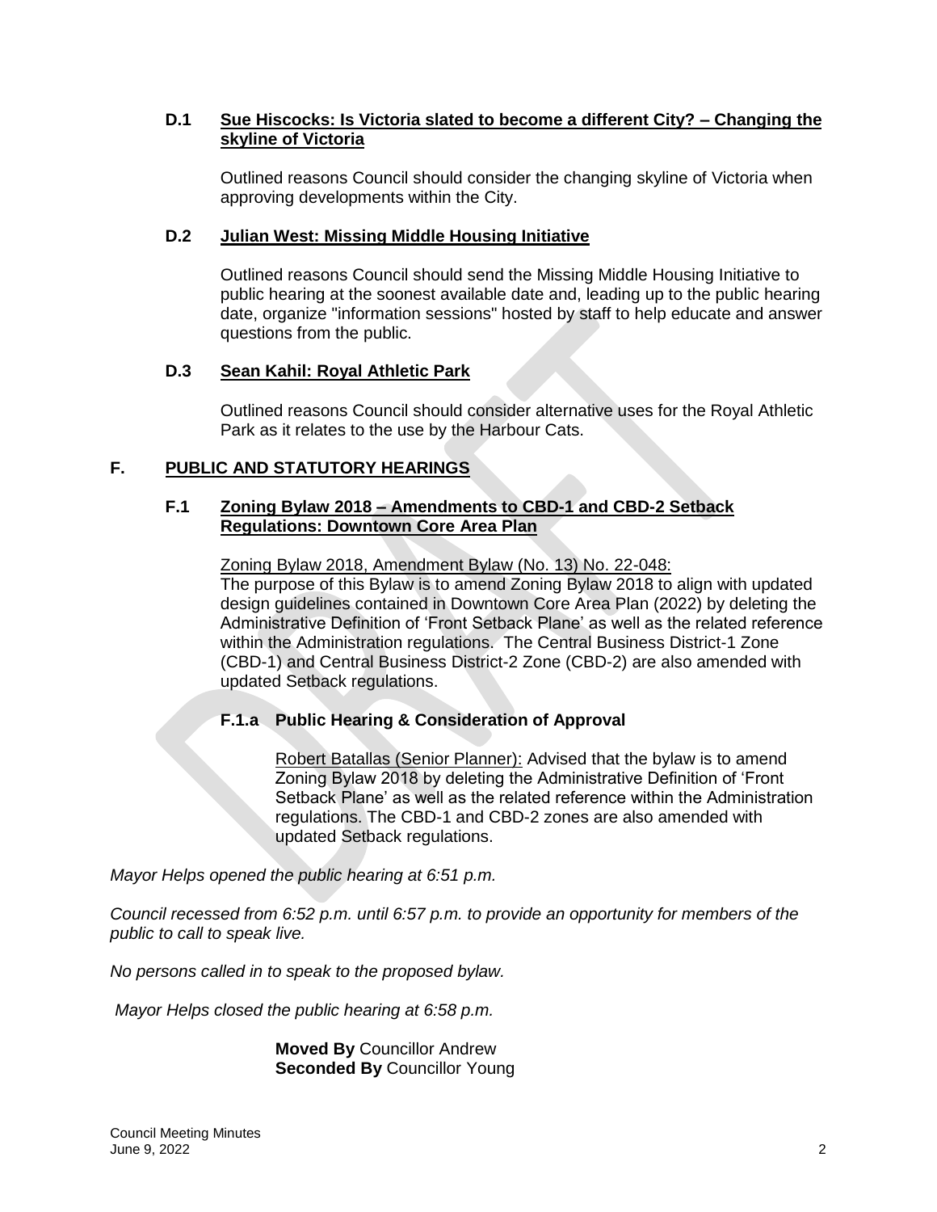### D.1 Sue Hiscocks: Is Victoria slated to become a different City? – Changing the skyline of Victoria

Outlined reasons Council should consider the changing skyline of Victoria when approving developments within the City.

### D.2 Julian West: Missing Middle Housing Initiative

Outlined reasons Council should send the Missing Middle Housing Initiative to public hearing at the soonest available date and, leading up to the public hearing date, organize "information sessions" hosted by staff to help educate and answer questions from the public.

### D.3 Sean Kahil: Royal Athletic Park

Outlined reasons Council should consider alternative uses for the Royal Athletic Park as it relates to the use by the Harbour Cats.

## F. PUBLIC AND STATUTORY HEARINGS

### F.1 Zoning Bylaw 2018 – Amendments to CBD-1 and CBD-2 Setback Regulations: Downtown Core Area Plan

Zoning Bylaw 2018, Amendment Bylaw (No. 13) No. 22-048:
The purpose of this Bylaw is to amend Zoning Bylaw 2018 to align with updated design guidelines contained in Downtown Core Area Plan (2022) by deleting the Administrative Definition of 'Front Setback Plane' as well as the related reference within the Administration regulations. The Central Business District-1 Zone (CBD-1) and Central Business District-2 Zone (CBD-2) are also amended with updated Setback regulations.

#### F.1.a Public Hearing & Consideration of Approval

Robert Batallas (Senior Planner): Advised that the bylaw is to amend Zoning Bylaw 2018 by deleting the Administrative Definition of 'Front Setback Plane' as well as the related reference within the Administration regulations. The CBD-1 and CBD-2 zones are also amended with updated Setback regulations.

*Mayor Helps opened the public hearing at 6:51 p.m.*

*Council recessed from 6:52 p.m. until 6:57 p.m. to provide an opportunity for members of the public to call to speak live.*

*No persons called in to speak to the proposed bylaw.*

*Mayor Helps closed the public hearing at 6:58 p.m.*

**Moved By** Councillor Andrew
**Seconded By** Councillor Young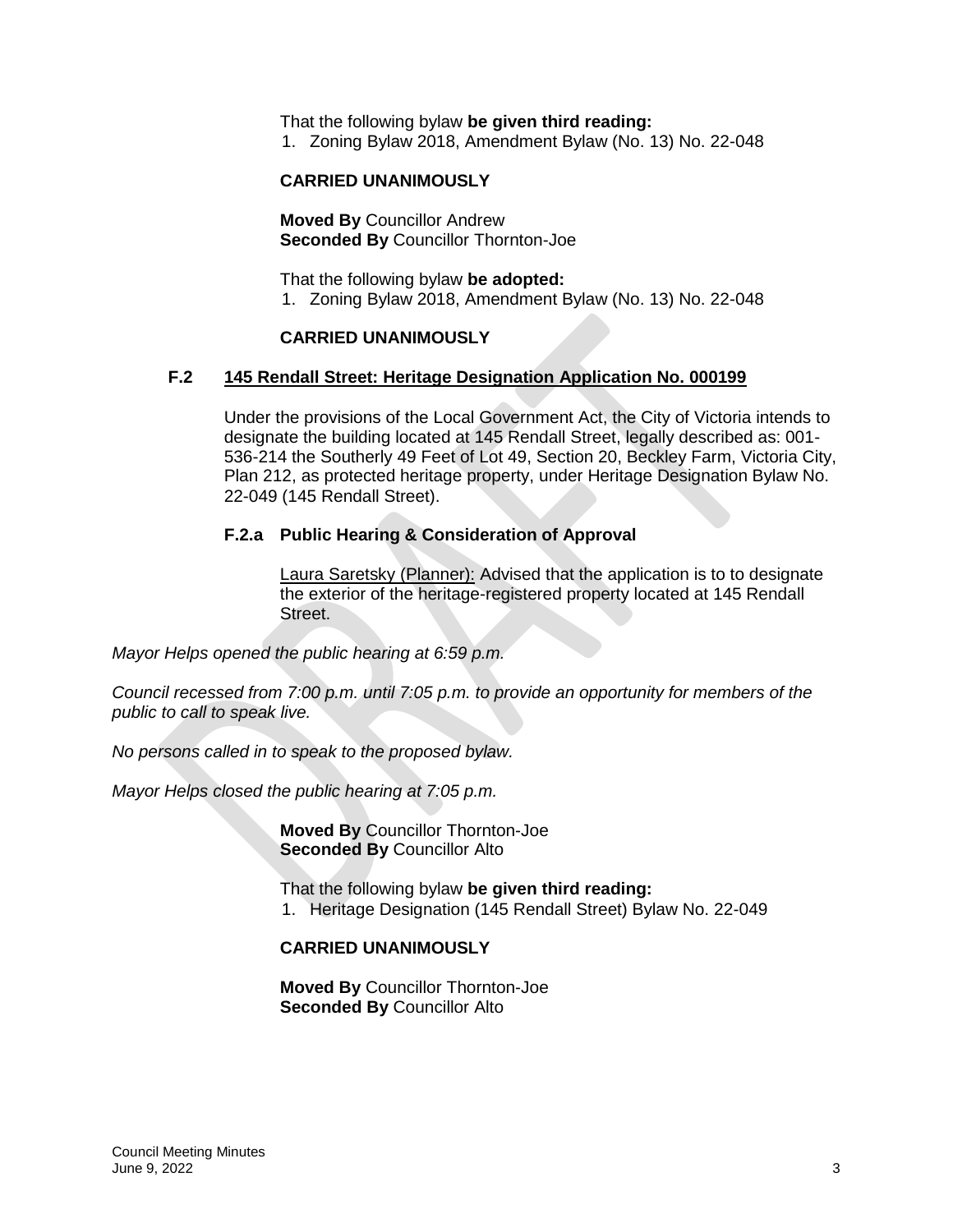That the following bylaw **be given third reading:**

1. Zoning Bylaw 2018, Amendment Bylaw (No. 13) No. 22-048

**CARRIED UNANIMOUSLY**

**Moved By** Councillor Andrew
**Seconded By** Councillor Thornton-Joe

That the following bylaw **be adopted:**

1. Zoning Bylaw 2018, Amendment Bylaw (No. 13) No. 22-048

**CARRIED UNANIMOUSLY**

### F.2 145 Rendall Street: Heritage Designation Application No. 000199

Under the provisions of the Local Government Act, the City of Victoria intends to designate the building located at 145 Rendall Street, legally described as: 001-536-214 the Southerly 49 Feet of Lot 49, Section 20, Beckley Farm, Victoria City, Plan 212, as protected heritage property, under Heritage Designation Bylaw No. 22-049 (145 Rendall Street).

#### F.2.a Public Hearing & Consideration of Approval

Laura Saretsky (Planner): Advised that the application is to to designate the exterior of the heritage-registered property located at 145 Rendall Street.

*Mayor Helps opened the public hearing at 6:59 p.m.*

*Council recessed from 7:00 p.m. until 7:05 p.m. to provide an opportunity for members of the public to call to speak live.*

*No persons called in to speak to the proposed bylaw.*

*Mayor Helps closed the public hearing at 7:05 p.m.*

**Moved By** Councillor Thornton-Joe
**Seconded By** Councillor Alto

That the following bylaw **be given third reading:**

1. Heritage Designation (145 Rendall Street) Bylaw No. 22-049

**CARRIED UNANIMOUSLY**

**Moved By** Councillor Thornton-Joe
**Seconded By** Councillor Alto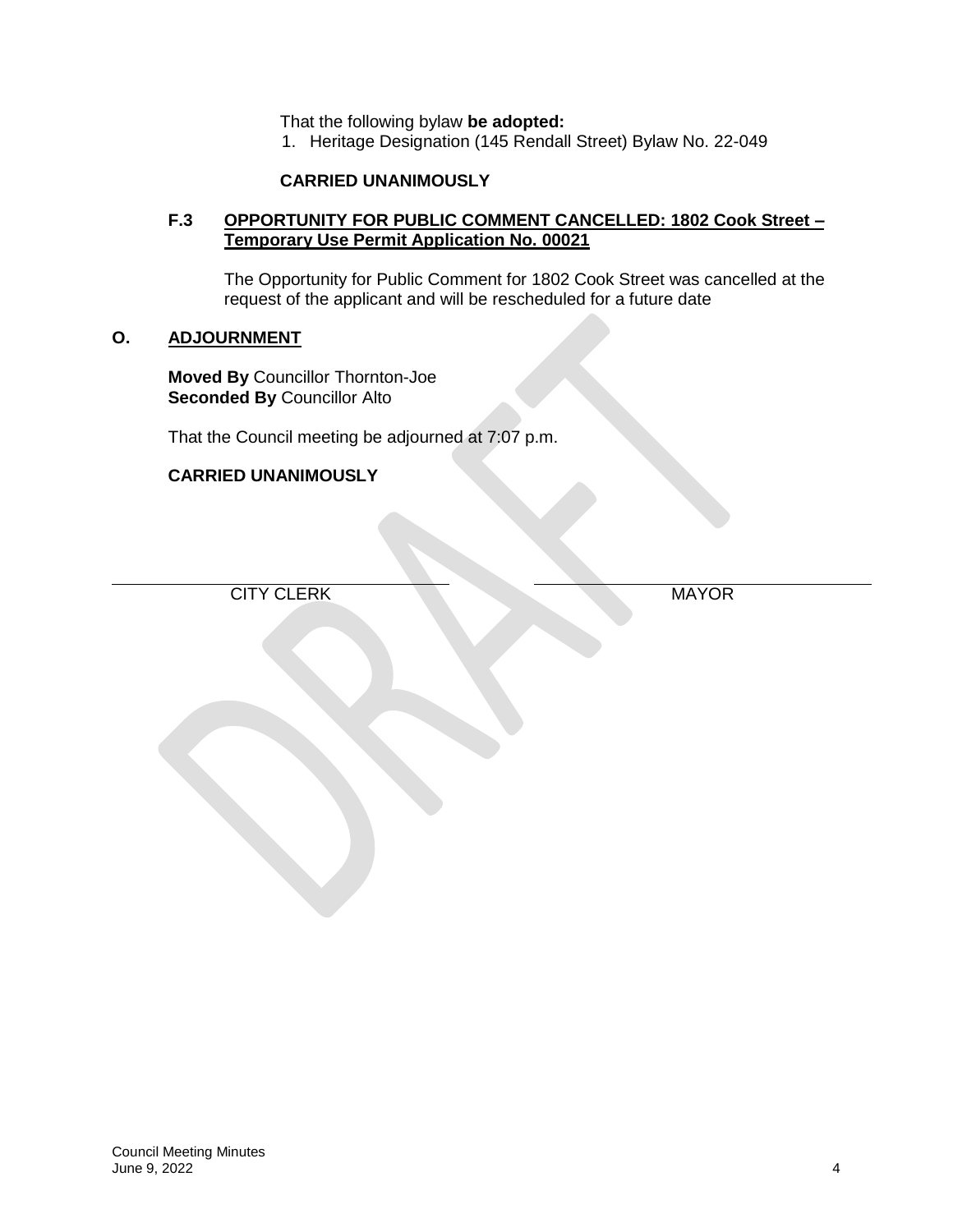That the following bylaw **be adopted:**

1. Heritage Designation (145 Rendall Street) Bylaw No. 22-049

**CARRIED UNANIMOUSLY**

### F.3 OPPORTUNITY FOR PUBLIC COMMENT CANCELLED: 1802 Cook Street – Temporary Use Permit Application No. 00021

The Opportunity for Public Comment for 1802 Cook Street was cancelled at the request of the applicant and will be rescheduled for a future date

## O. ADJOURNMENT

**Moved By** Councillor Thornton-Joe
**Seconded By** Councillor Alto

That the Council meeting be adjourned at 7:07 p.m.

**CARRIED UNANIMOUSLY**

| | |
|---|---|
| CITY CLERK | MAYOR |

Council Meeting Minutes
June 9, 2022